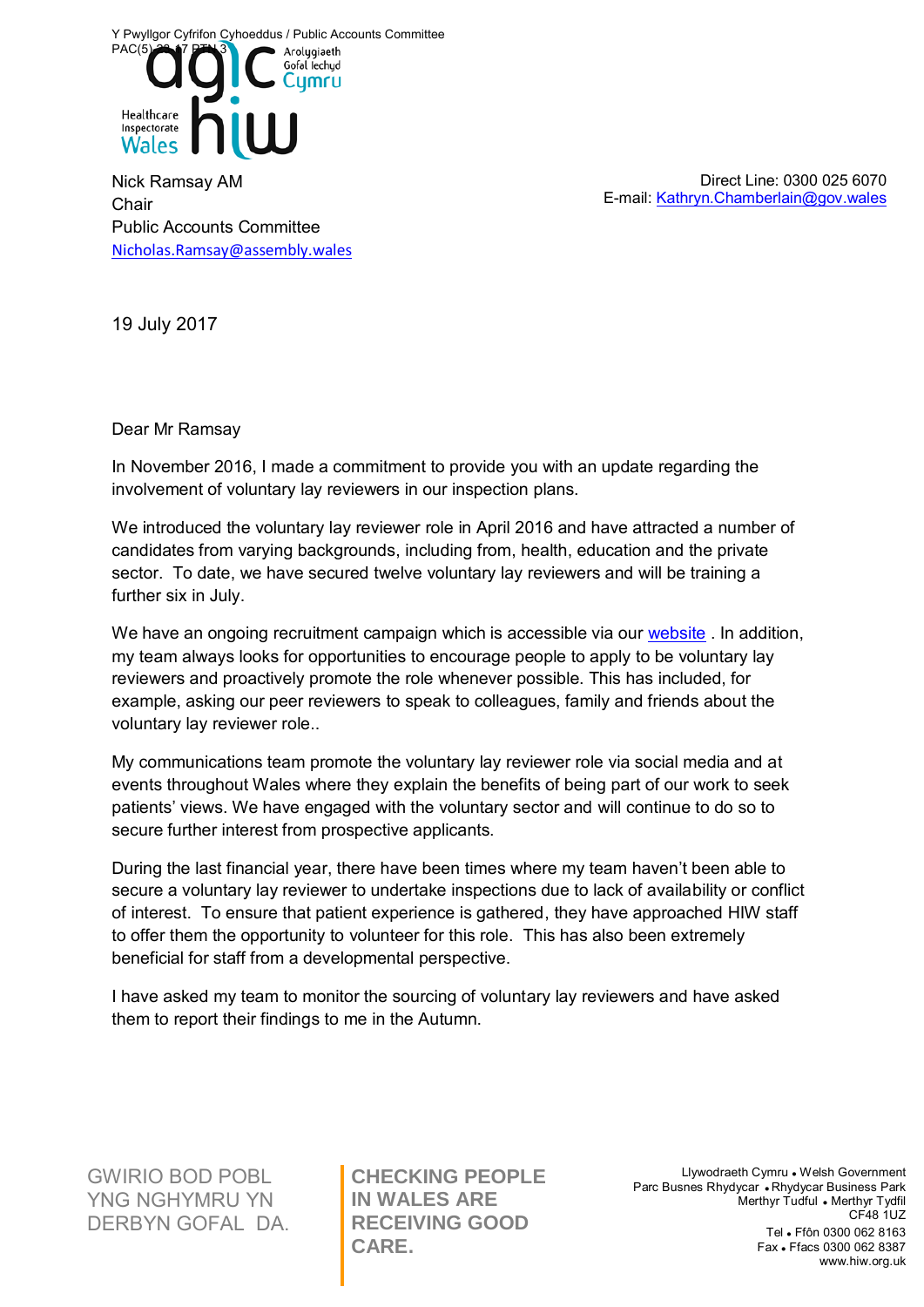Y Pwyllgor Cyfrifon Cyhoeddus / Public Accounts Committee
PAC(5)-20-17 PTN 3

Arolygiaeth Gofal Iechyd Cymru
Healthcare Inspectorate Wales

Nick Ramsay AM
Chair
Public Accounts Committee
Nicholas.Ramsay@assembly.wales

Direct Line: 0300 025 6070
E-mail: Kathryn.Chamberlain@gov.wales

19 July 2017

Dear Mr Ramsay

In November 2016, I made a commitment to provide you with an update regarding the involvement of voluntary lay reviewers in our inspection plans.

We introduced the voluntary lay reviewer role in April 2016 and have attracted a number of candidates from varying backgrounds, including from, health, education and the private sector. To date, we have secured twelve voluntary lay reviewers and will be training a further six in July.

We have an ongoing recruitment campaign which is accessible via our website . In addition, my team always looks for opportunities to encourage people to apply to be voluntary lay reviewers and proactively promote the role whenever possible. This has included, for example, asking our peer reviewers to speak to colleagues, family and friends about the voluntary lay reviewer role..

My communications team promote the voluntary lay reviewer role via social media and at events throughout Wales where they explain the benefits of being part of our work to seek patients' views. We have engaged with the voluntary sector and will continue to do so to secure further interest from prospective applicants.

During the last financial year, there have been times where my team haven't been able to secure a voluntary lay reviewer to undertake inspections due to lack of availability or conflict of interest. To ensure that patient experience is gathered, they have approached HIW staff to offer them the opportunity to volunteer for this role. This has also been extremely beneficial for staff from a developmental perspective.

I have asked my team to monitor the sourcing of voluntary lay reviewers and have asked them to report their findings to me in the Autumn.

GWIRIO BOD POBL YNG NGHYMRU YN DERBYN GOFAL DA.

CHECKING PEOPLE IN WALES ARE RECEIVING GOOD CARE.

Llywodraeth Cymru • Welsh Government
Parc Busnes Rhydycar • Rhydycar Business Park
Merthyr Tudful • Merthyr Tydfil
CF48 1UZ
Tel • Ffôn 0300 062 8163
Fax • Ffacs 0300 062 8387
www.hiw.org.uk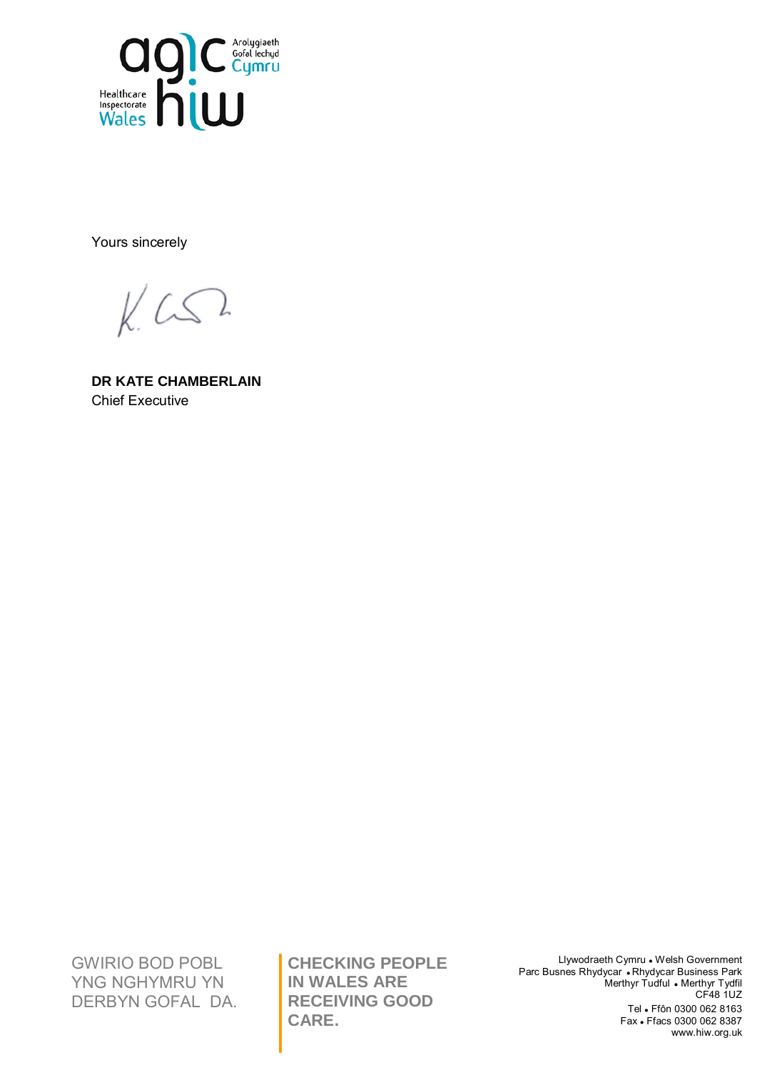Yours sincerely

**DR KATE CHAMBERLAIN**
Chief Executive

GWIRIO BOD POBL YNG NGHYMRU YN DERBYN GOFAL DA.

**CHECKING PEOPLE IN WALES ARE RECEIVING GOOD CARE.**

Llywodraeth Cymru • Welsh Government
Parc Busnes Rhydycar • Rhydycar Business Park
Merthyr Tudful • Merthyr Tydfil
CF48 1UZ
Tel • Ffôn 0300 062 8163
Fax • Ffacs 0300 062 8387
www.hiw.org.uk